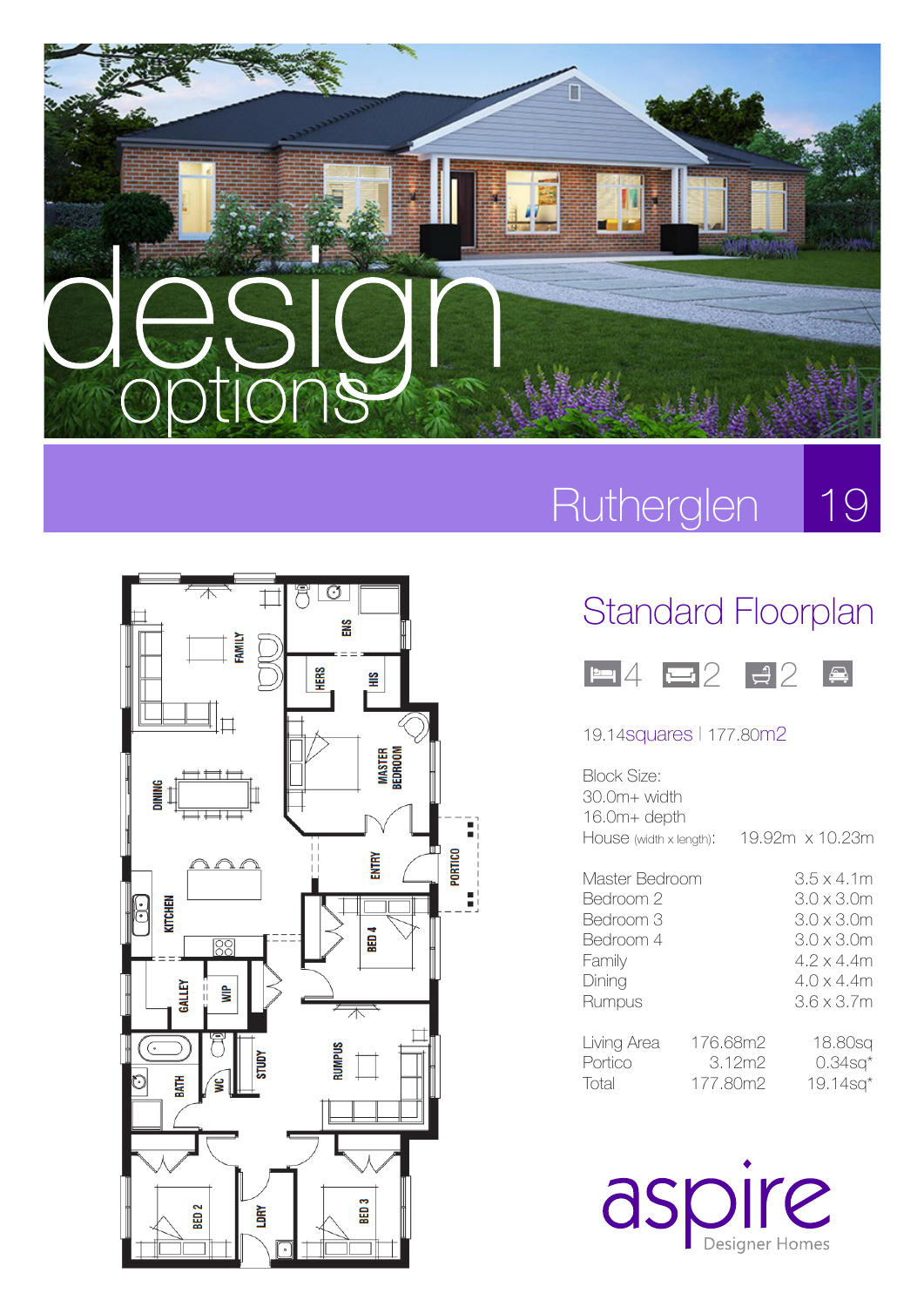# design options

## Rutherglen 19

### Standard Floorplan

4 | 2 | 2

19.14squares | 177.80m2

Block Size:
30.0m+ width
16.0m+ depth

House (width x length): 19.92m x 10.23m

| Room | Size |
|---|---|
| Master Bedroom | 3.5 x 4.1m |
| Bedroom 2 | 3.0 x 3.0m |
| Bedroom 3 | 3.0 x 3.0m |
| Bedroom 4 | 3.0 x 3.0m |
| Family | 4.2 x 4.4m |
| Dining | 4.0 x 4.4m |
| Rumpus | 3.6 x 3.7m |

| Area | m2 | sq |
|---|---|---|
| Living Area | 176.68m2 | 18.80sq |
| Portico | 3.12m2 | 0.34sq* |
| Total | 177.80m2 | 19.14sq* |

FAMILY, ENS, HERS, HIS, MASTER BEDROOM, DINING, ENTRY, PORTICO, KITCHEN, BED 4, GALLEY, WIP, BATH, WC, STUDY, RUMPUS, BED 2, LDRY, BED 3

aspire Designer Homes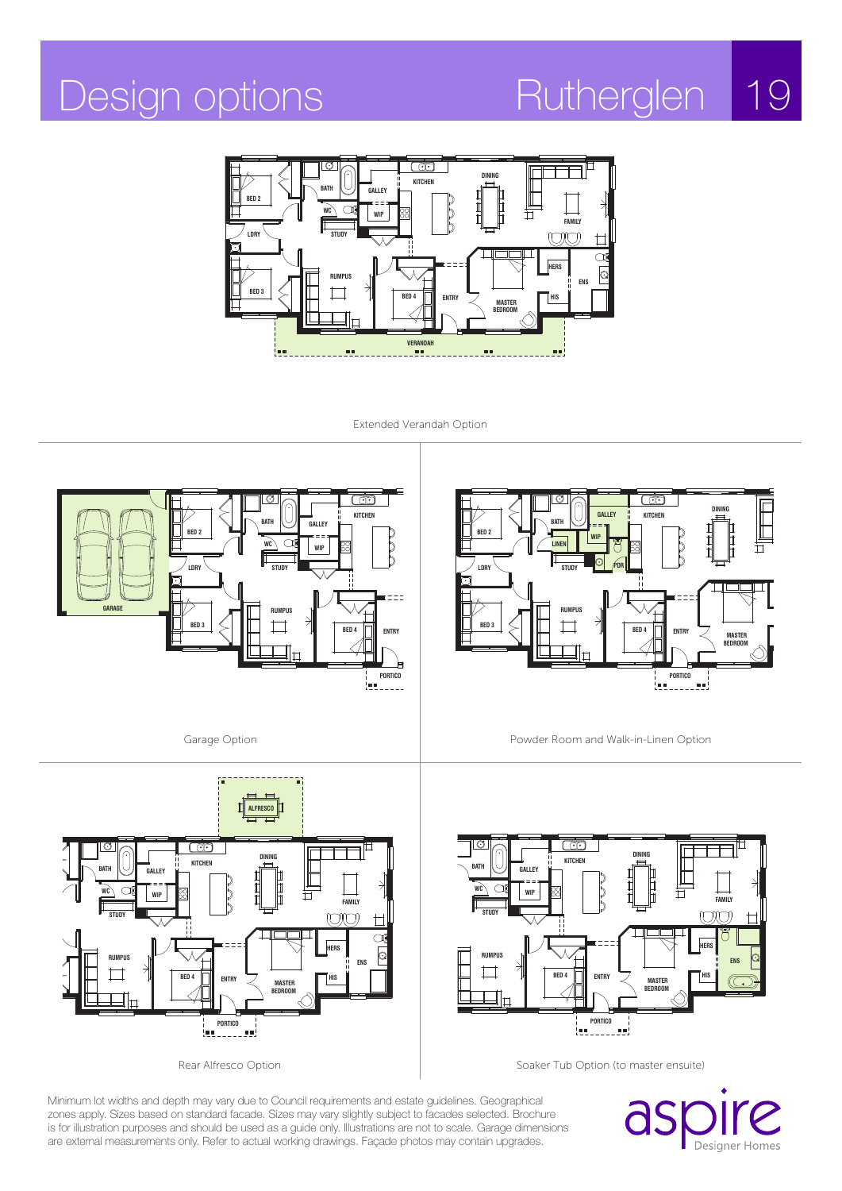# Design options

## Rutherglen

Extended Verandah Option

Garage Option

Powder Room and Walk-in-Linen Option

Rear Alfresco Option

Soaker Tub Option (to master ensuite)

Minimum lot widths and depth may vary due to Council requirements and estate guidelines. Geographical zones apply. Sizes based on standard facade. Sizes may vary slightly subject to facades selected. Brochure is for illustration purposes and should be used as a guide only. Illustrations are not to scale. Garage dimensions are external measurements only. Refer to actual working drawings. Façade photos may contain upgrades.

aspire Designer Homes